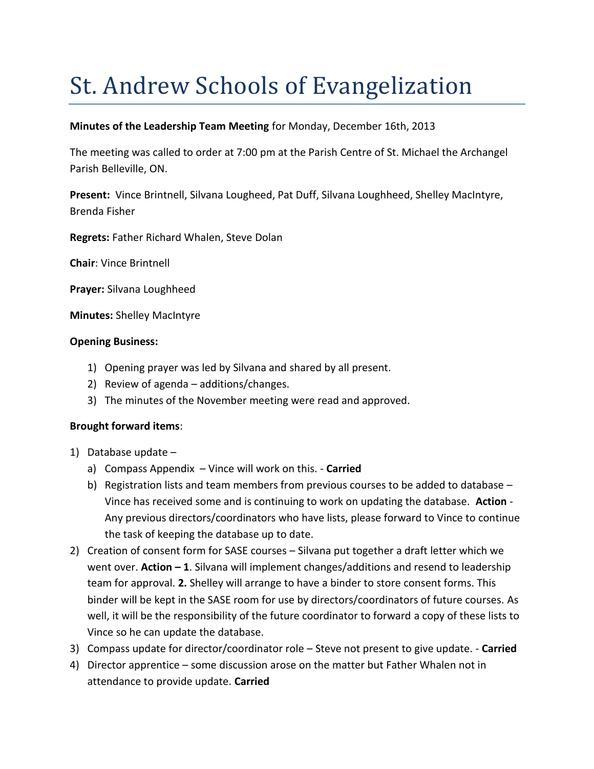# St. Andrew Schools of Evangelization

**Minutes of the Leadership Team Meeting** for Monday, December 16th, 2013

The meeting was called to order at 7:00 pm at the Parish Centre of St. Michael the Archangel Parish Belleville, ON.

**Present:** Vince Brintnell, Silvana Lougheed, Pat Duff, Silvana Loughheed, Shelley MacIntyre, Brenda Fisher

**Regrets:** Father Richard Whalen, Steve Dolan

**Chair**: Vince Brintnell

**Prayer:** Silvana Loughheed

**Minutes:** Shelley MacIntyre

**Opening Business:**

1) Opening prayer was led by Silvana and shared by all present.
2) Review of agenda – additions/changes.
3) The minutes of the November meeting were read and approved.

**Brought forward items**:

1) Database update –
   a) Compass Appendix – Vince will work on this. - **Carried**
   b) Registration lists and team members from previous courses to be added to database – Vince has received some and is continuing to work on updating the database. **Action** - Any previous directors/coordinators who have lists, please forward to Vince to continue the task of keeping the database up to date.
2) Creation of consent form for SASE courses – Silvana put together a draft letter which we went over. **Action – 1**. Silvana will implement changes/additions and resend to leadership team for approval. **2.** Shelley will arrange to have a binder to store consent forms. This binder will be kept in the SASE room for use by directors/coordinators of future courses. As well, it will be the responsibility of the future coordinator to forward a copy of these lists to Vince so he can update the database.
3) Compass update for director/coordinator role – Steve not present to give update. - **Carried**
4) Director apprentice – some discussion arose on the matter but Father Whalen not in attendance to provide update. **Carried**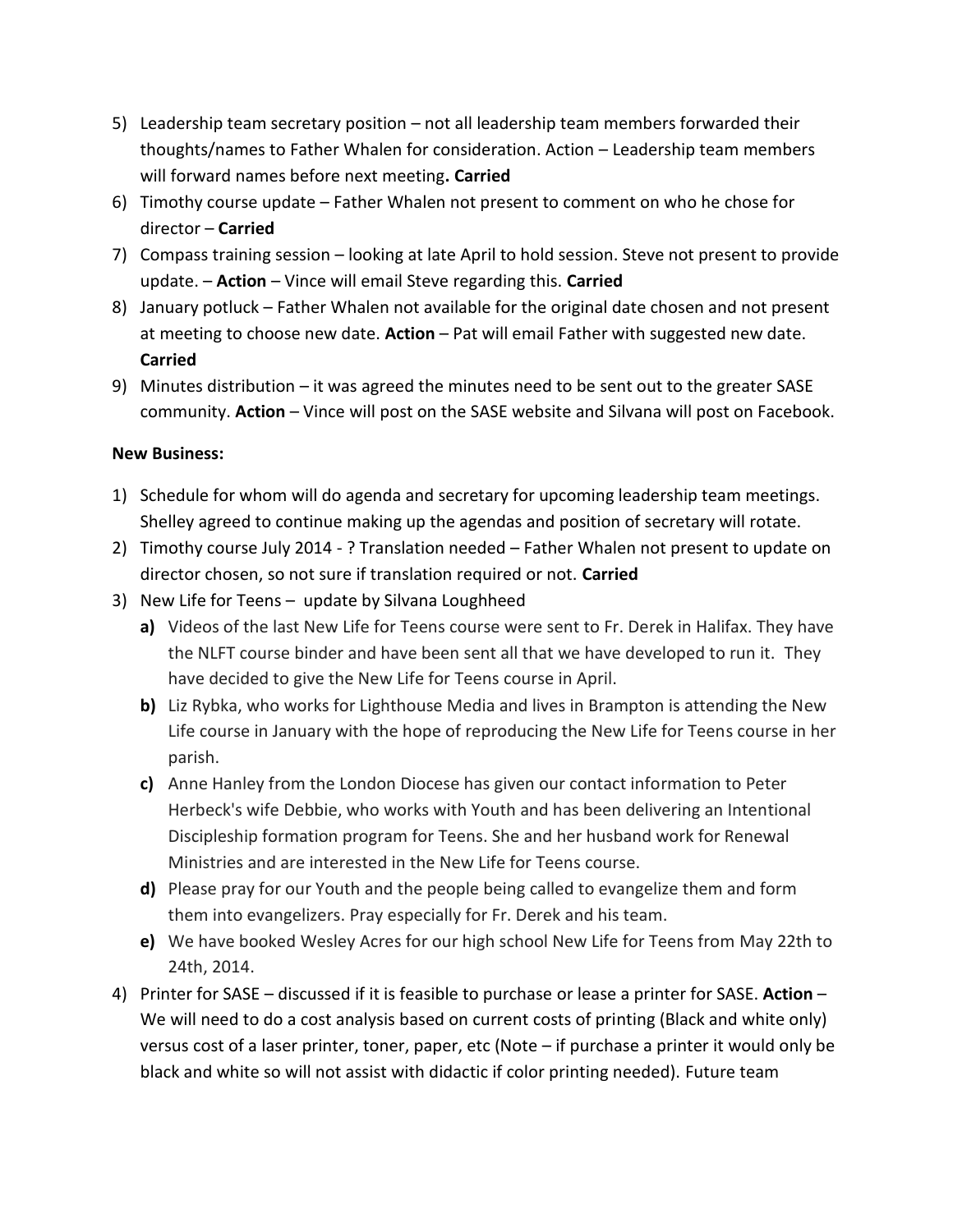5) Leadership team secretary position – not all leadership team members forwarded their thoughts/names to Father Whalen for consideration. Action – Leadership team members will forward names before next meeting**. Carried**
6) Timothy course update – Father Whalen not present to comment on who he chose for director – **Carried**
7) Compass training session – looking at late April to hold session. Steve not present to provide update. – **Action** – Vince will email Steve regarding this. **Carried**
8) January potluck – Father Whalen not available for the original date chosen and not present at meeting to choose new date. **Action** – Pat will email Father with suggested new date. **Carried**
9) Minutes distribution – it was agreed the minutes need to be sent out to the greater SASE community. **Action** – Vince will post on the SASE website and Silvana will post on Facebook.

**New Business:**

1) Schedule for whom will do agenda and secretary for upcoming leadership team meetings. Shelley agreed to continue making up the agendas and position of secretary will rotate.
2) Timothy course July 2014 - ? Translation needed – Father Whalen not present to update on director chosen, so not sure if translation required or not. **Carried**
3) New Life for Teens – update by Silvana Loughheed
   **a)** Videos of the last New Life for Teens course were sent to Fr. Derek in Halifax. They have the NLFT course binder and have been sent all that we have developed to run it. They have decided to give the New Life for Teens course in April.
   **b)** Liz Rybka, who works for Lighthouse Media and lives in Brampton is attending the New Life course in January with the hope of reproducing the New Life for Teens course in her parish.
   **c)** Anne Hanley from the London Diocese has given our contact information to Peter Herbeck's wife Debbie, who works with Youth and has been delivering an Intentional Discipleship formation program for Teens. She and her husband work for Renewal Ministries and are interested in the New Life for Teens course.
   **d)** Please pray for our Youth and the people being called to evangelize them and form them into evangelizers. Pray especially for Fr. Derek and his team.
   **e)** We have booked Wesley Acres for our high school New Life for Teens from May 22th to 24th, 2014.
4) Printer for SASE – discussed if it is feasible to purchase or lease a printer for SASE. **Action** – We will need to do a cost analysis based on current costs of printing (Black and white only) versus cost of a laser printer, toner, paper, etc (Note – if purchase a printer it would only be black and white so will not assist with didactic if color printing needed). Future team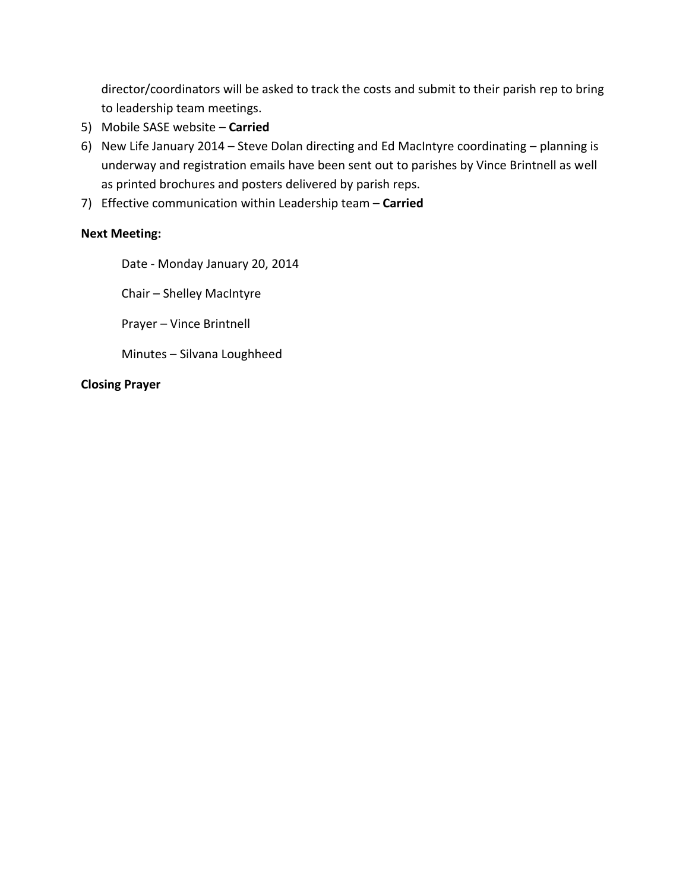director/coordinators will be asked to track the costs and submit to their parish rep to bring to leadership team meetings.

5) Mobile SASE website – **Carried**
6) New Life January 2014 – Steve Dolan directing and Ed MacIntyre coordinating – planning is underway and registration emails have been sent out to parishes by Vince Brintnell as well as printed brochures and posters delivered by parish reps.
7) Effective communication within Leadership team – **Carried**

**Next Meeting:**

Date - Monday January 20, 2014

Chair – Shelley MacIntyre

Prayer – Vince Brintnell

Minutes – Silvana Loughheed

**Closing Prayer**